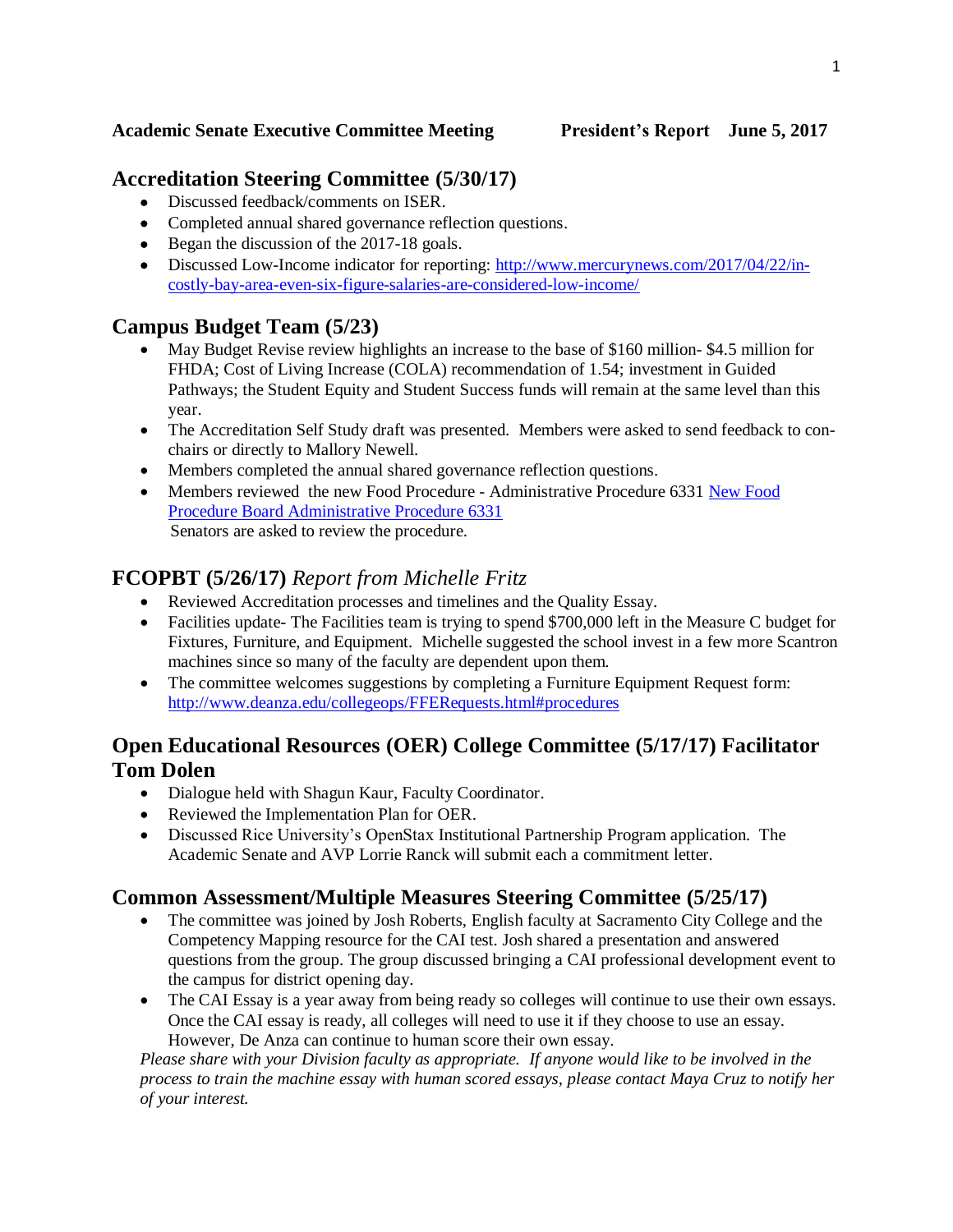**Academic Senate Executive Committee Meeting President's Report June 5, 2017**

## Accreditation Steering Committee (5/30/17)

- Discussed feedback/comments on ISER.
- Completed annual shared governance reflection questions.
- Began the discussion of the 2017-18 goals.
- Discussed Low-Income indicator for reporting: [http://www.mercurynews.com/2017/04/22/in-costly-bay-area-even-six-figure-salaries-are-considered-low-income/](http://www.mercurynews.com/2017/04/22/in-costly-bay-area-even-six-figure-salaries-are-considered-low-income/)

## Campus Budget Team (5/23)

- May Budget Revise review highlights an increase to the base of $160 million- $4.5 million for FHDA; Cost of Living Increase (COLA) recommendation of 1.54; investment in Guided Pathways; the Student Equity and Student Success funds will remain at the same level than this year.
- The Accreditation Self Study draft was presented. Members were asked to send feedback to con-chairs or directly to Mallory Newell.
- Members completed the annual shared governance reflection questions.
- Members reviewed the new Food Procedure - Administrative Procedure 6331 New Food Procedure Board Administrative Procedure 6331
  Senators are asked to review the procedure.

## FCOPBT (5/26/17) *Report from Michelle Fritz*

- Reviewed Accreditation processes and timelines and the Quality Essay.
- Facilities update- The Facilities team is trying to spend $700,000 left in the Measure C budget for Fixtures, Furniture, and Equipment. Michelle suggested the school invest in a few more Scantron machines since so many of the faculty are dependent upon them.
- The committee welcomes suggestions by completing a Furniture Equipment Request form: [http://www.deanza.edu/collegeops/FFERequests.html#procedures](http://www.deanza.edu/collegeops/FFERequests.html#procedures)

## Open Educational Resources (OER) College Committee (5/17/17) Facilitator Tom Dolen

- Dialogue held with Shagun Kaur, Faculty Coordinator.
- Reviewed the Implementation Plan for OER.
- Discussed Rice University's OpenStax Institutional Partnership Program application. The Academic Senate and AVP Lorrie Ranck will submit each a commitment letter.

## Common Assessment/Multiple Measures Steering Committee (5/25/17)

- The committee was joined by Josh Roberts, English faculty at Sacramento City College and the Competency Mapping resource for the CAI test. Josh shared a presentation and answered questions from the group. The group discussed bringing a CAI professional development event to the campus for district opening day.
- The CAI Essay is a year away from being ready so colleges will continue to use their own essays. Once the CAI essay is ready, all colleges will need to use it if they choose to use an essay. However, De Anza can continue to human score their own essay.

*Please share with your Division faculty as appropriate. If anyone would like to be involved in the process to train the machine essay with human scored essays, please contact Maya Cruz to notify her of your interest.*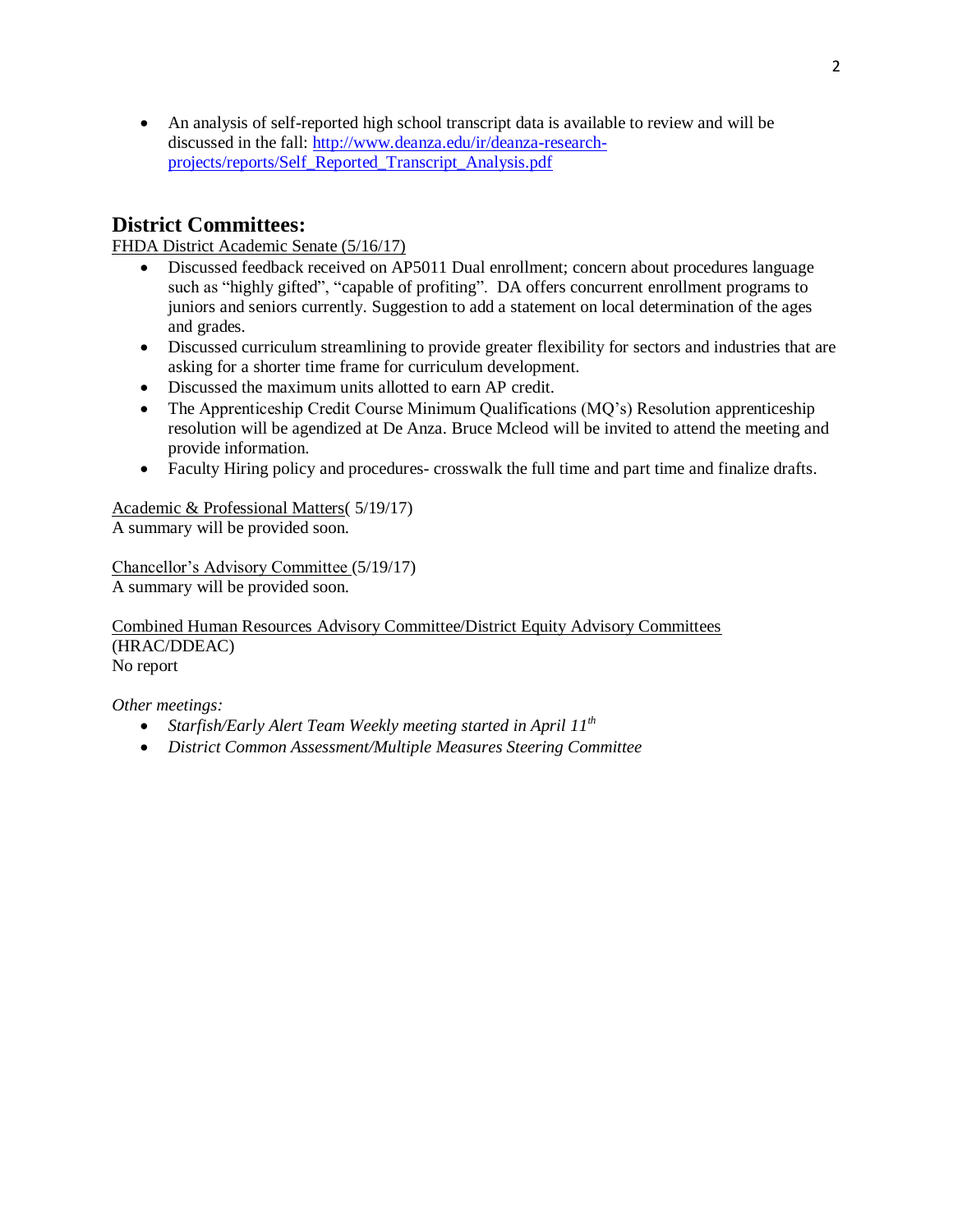- An analysis of self-reported high school transcript data is available to review and will be discussed in the fall: [http://www.deanza.edu/ir/deanza-research-projects/reports/Self_Reported_Transcript_Analysis.pdf](http://www.deanza.edu/ir/deanza-research-projects/reports/Self_Reported_Transcript_Analysis.pdf)

## District Committees:

FHDA District Academic Senate (5/16/17)

- Discussed feedback received on AP5011 Dual enrollment; concern about procedures language such as "highly gifted", "capable of profiting". DA offers concurrent enrollment programs to juniors and seniors currently. Suggestion to add a statement on local determination of the ages and grades.
- Discussed curriculum streamlining to provide greater flexibility for sectors and industries that are asking for a shorter time frame for curriculum development.
- Discussed the maximum units allotted to earn AP credit.
- The Apprenticeship Credit Course Minimum Qualifications (MQ's) Resolution apprenticeship resolution will be agendized at De Anza. Bruce Mcleod will be invited to attend the meeting and provide information.
- Faculty Hiring policy and procedures- crosswalk the full time and part time and finalize drafts.

Academic & Professional Matters( 5/19/17)
A summary will be provided soon.

Chancellor's Advisory Committee (5/19/17)
A summary will be provided soon.

Combined Human Resources Advisory Committee/District Equity Advisory Committees (HRAC/DDEAC)
No report

*Other meetings:*

- *Starfish/Early Alert Team Weekly meeting started in April 11th*
- *District Common Assessment/Multiple Measures Steering Committee*